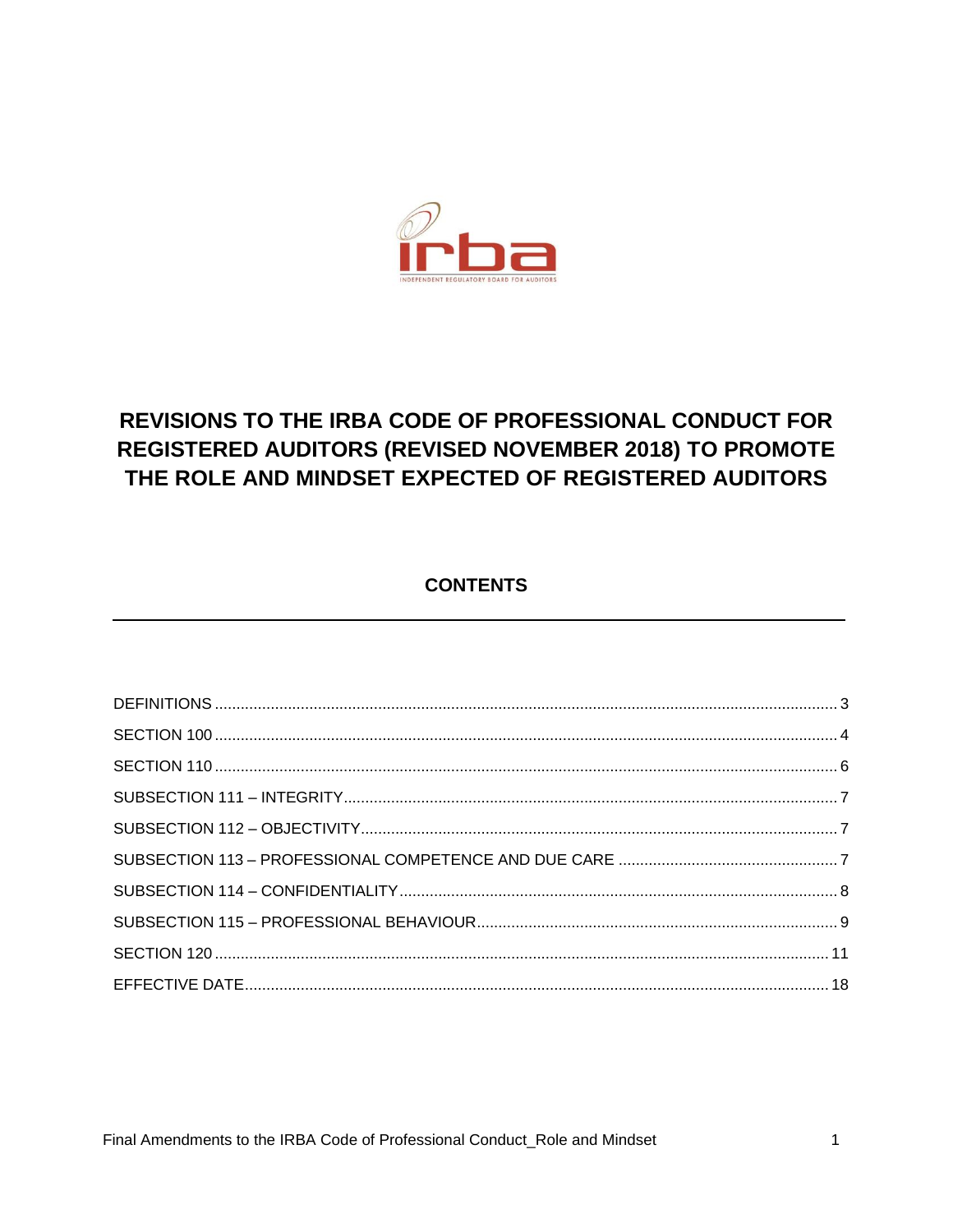# REVISIONS TO THE IRBA CODE OF PROFESSIONAL CONDUCT FOR REGISTERED AUDITORS (REVISED NOVEMBER 2018) TO PROMOTE THE ROLE AND MINDSET EXPECTED OF REGISTERED AUDITORS

## CONTENTS

| | |
|---|---|
| DEFINITIONS | 3 |
| SECTION 100 | 4 |
| SECTION 110 | 6 |
| SUBSECTION 111 – INTEGRITY | 7 |
| SUBSECTION 112 – OBJECTIVITY | 7 |
| SUBSECTION 113 – PROFESSIONAL COMPETENCE AND DUE CARE | 7 |
| SUBSECTION 114 – CONFIDENTIALITY | 8 |
| SUBSECTION 115 – PROFESSIONAL BEHAVIOUR | 9 |
| SECTION 120 | 11 |
| EFFECTIVE DATE | 18 |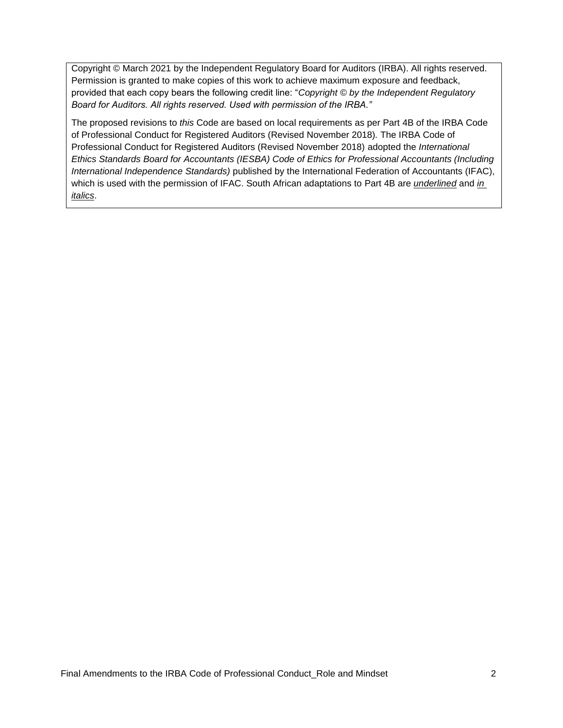Copyright © March 2021 by the Independent Regulatory Board for Auditors (IRBA). All rights reserved. Permission is granted to make copies of this work to achieve maximum exposure and feedback, provided that each copy bears the following credit line: "*Copyright © by the Independent Regulatory Board for Auditors. All rights reserved. Used with permission of the IRBA."*

The proposed revisions to *this* Code are based on local requirements as per Part 4B of the IRBA Code of Professional Conduct for Registered Auditors (Revised November 2018). The IRBA Code of Professional Conduct for Registered Auditors (Revised November 2018) adopted the *International Ethics Standards Board for Accountants (IESBA) Code of Ethics for Professional Accountants (Including International Independence Standards)* published by the International Federation of Accountants (IFAC), which is used with the permission of IFAC. South African adaptations to Part 4B are <u>*underlined*</u> and <u>*in italics*</u>.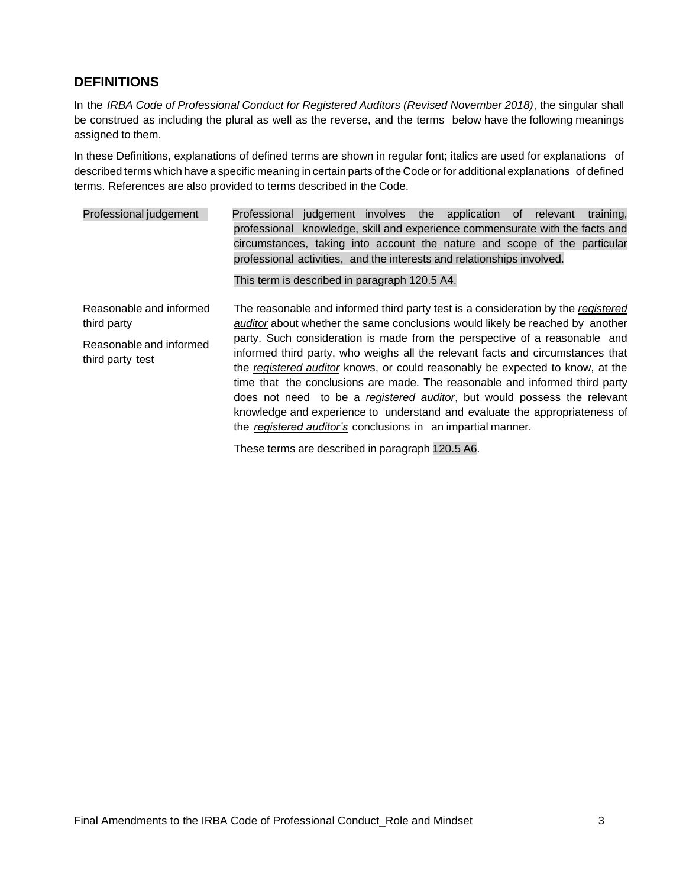## DEFINITIONS

In the *IRBA Code of Professional Conduct for Registered Auditors (Revised November 2018)*, the singular shall be construed as including the plural as well as the reverse, and the terms below have the following meanings assigned to them.

In these Definitions, explanations of defined terms are shown in regular font; italics are used for explanations of described terms which have a specific meaning in certain parts of the Code or for additional explanations of defined terms. References are also provided to terms described in the Code.

| | |
|---|---|
| Professional judgement | Professional judgement involves the application of relevant training, professional knowledge, skill and experience commensurate with the facts and circumstances, taking into account the nature and scope of the particular professional activities, and the interests and relationships involved.<br><br>This term is described in paragraph 120.5 A4. |
| Reasonable and informed third party<br><br>Reasonable and informed third party test | The reasonable and informed third party test is a consideration by the ***registered auditor*** about whether the same conclusions would likely be reached by another party. Such consideration is made from the perspective of a reasonable and informed third party, who weighs all the relevant facts and circumstances that the ***registered auditor*** knows, or could reasonably be expected to know, at the time that the conclusions are made. The reasonable and informed third party does not need to be a ***registered auditor***, but would possess the relevant knowledge and experience to understand and evaluate the appropriateness of the ***registered auditor's*** conclusions in an impartial manner.<br><br>These terms are described in paragraph 120.5 A6. |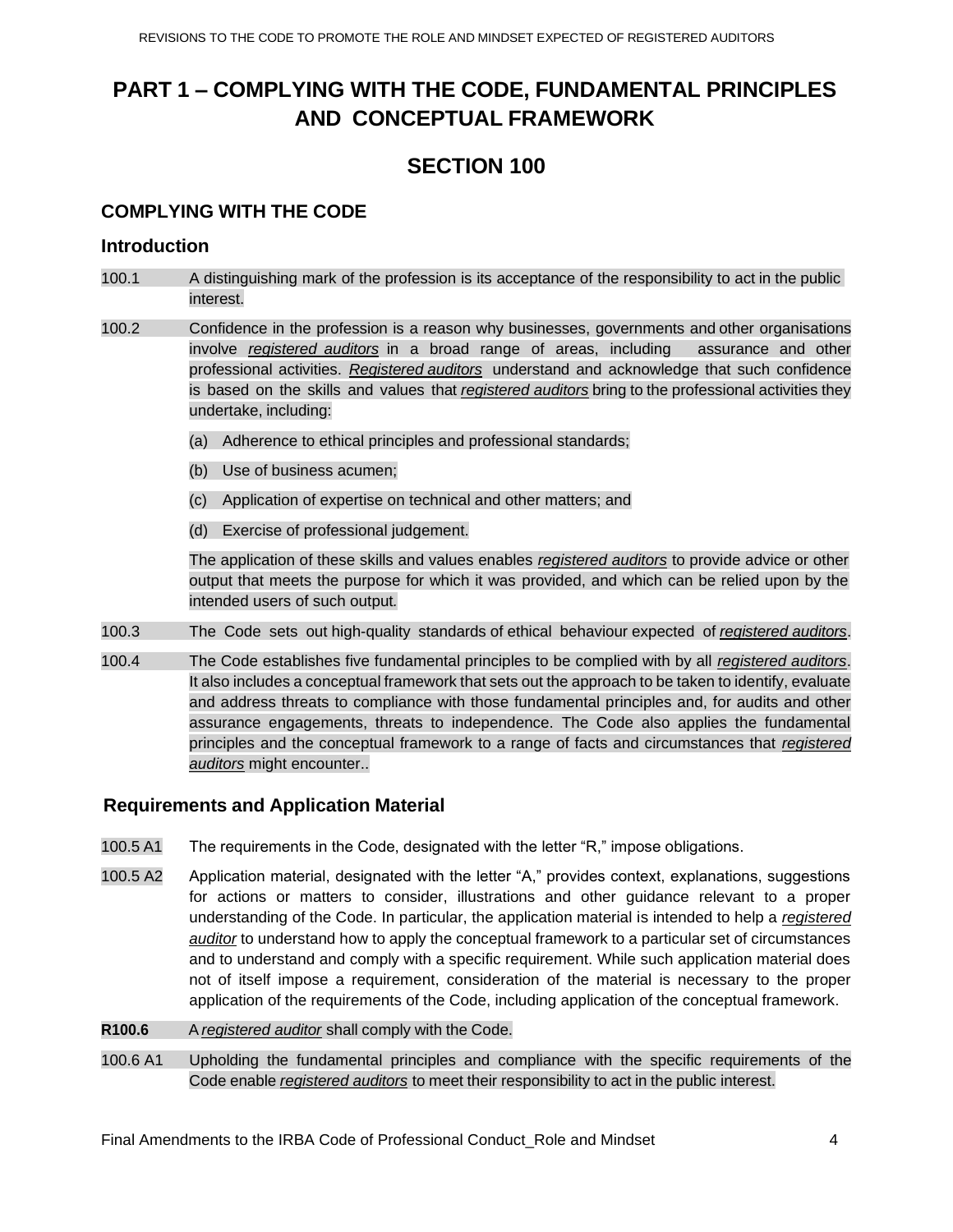# PART 1 – COMPLYING WITH THE CODE, FUNDAMENTAL PRINCIPLES AND CONCEPTUAL FRAMEWORK

## SECTION 100

### COMPLYING WITH THE CODE

#### Introduction

100.1 A distinguishing mark of the profession is its acceptance of the responsibility to act in the public interest.

100.2 Confidence in the profession is a reason why businesses, governments and other organisations involve *registered auditors* in a broad range of areas, including assurance and other professional activities. *Registered auditors* understand and acknowledge that such confidence is based on the skills and values that *registered auditors* bring to the professional activities they undertake, including:

(a) Adherence to ethical principles and professional standards;

(b) Use of business acumen;

(c) Application of expertise on technical and other matters; and

(d) Exercise of professional judgement.

The application of these skills and values enables *registered auditors* to provide advice or other output that meets the purpose for which it was provided, and which can be relied upon by the intended users of such output.

100.3 The Code sets out high-quality standards of ethical behaviour expected of *registered auditors*.

100.4 The Code establishes five fundamental principles to be complied with by all *registered auditors*. It also includes a conceptual framework that sets out the approach to be taken to identify, evaluate and address threats to compliance with those fundamental principles and, for audits and other assurance engagements, threats to independence. The Code also applies the fundamental principles and the conceptual framework to a range of facts and circumstances that *registered auditors* might encounter..

#### Requirements and Application Material

100.5 A1 The requirements in the Code, designated with the letter "R," impose obligations.

100.5 A2 Application material, designated with the letter "A," provides context, explanations, suggestions for actions or matters to consider, illustrations and other guidance relevant to a proper understanding of the Code. In particular, the application material is intended to help a *registered auditor* to understand how to apply the conceptual framework to a particular set of circumstances and to understand and comply with a specific requirement. While such application material does not of itself impose a requirement, consideration of the material is necessary to the proper application of the requirements of the Code, including application of the conceptual framework.

**R100.6** A *registered auditor* shall comply with the Code.

100.6 A1 Upholding the fundamental principles and compliance with the specific requirements of the Code enable *registered auditors* to meet their responsibility to act in the public interest.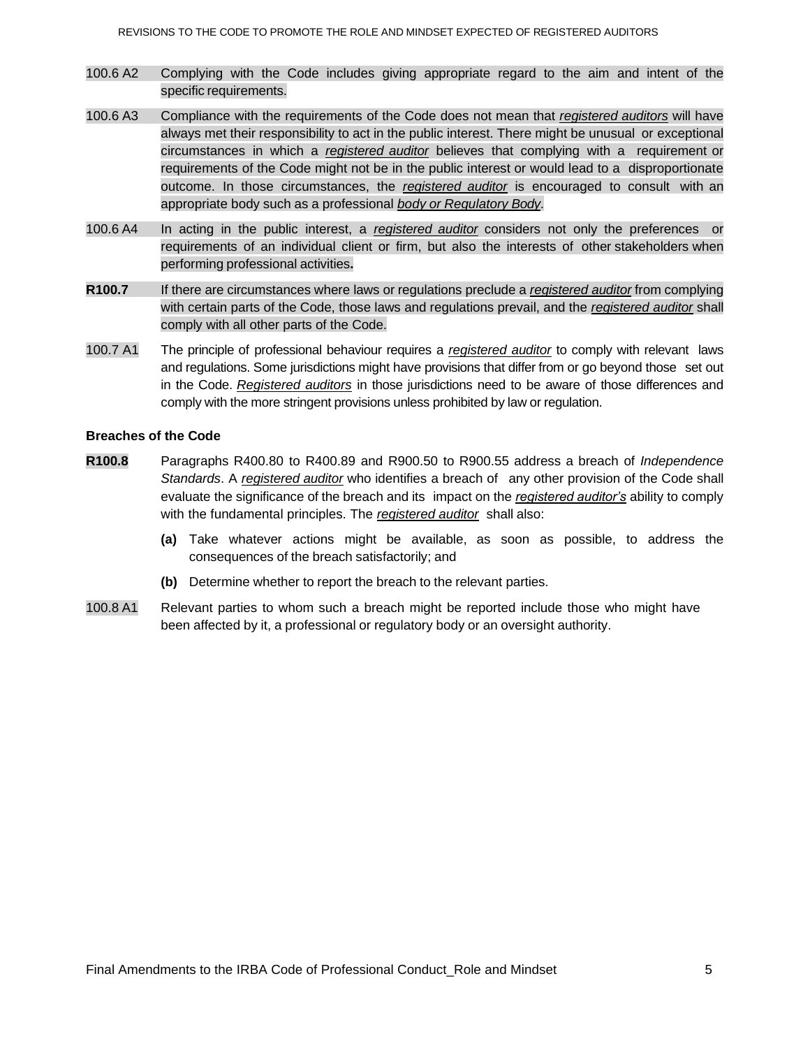100.6 A2 Complying with the Code includes giving appropriate regard to the aim and intent of the specific requirements.

100.6 A3 Compliance with the requirements of the Code does not mean that _registered auditors_ will have always met their responsibility to act in the public interest. There might be unusual or exceptional circumstances in which a _registered auditor_ believes that complying with a requirement or requirements of the Code might not be in the public interest or would lead to a disproportionate outcome. In those circumstances, the _registered auditor_ is encouraged to consult with an appropriate body such as a professional _body or Regulatory Body_.

100.6 A4 In acting in the public interest, a _registered auditor_ considers not only the preferences or requirements of an individual client or firm, but also the interests of other stakeholders when performing professional activities**.**

**R100.7** If there are circumstances where laws or regulations preclude a _registered auditor_ from complying with certain parts of the Code, those laws and regulations prevail, and the _registered auditor_ shall comply with all other parts of the Code.

100.7 A1 The principle of professional behaviour requires a _registered auditor_ to comply with relevant laws and regulations. Some jurisdictions might have provisions that differ from or go beyond those set out in the Code. _Registered auditors_ in those jurisdictions need to be aware of those differences and comply with the more stringent provisions unless prohibited by law or regulation.

**Breaches of the Code**

**R100.8** Paragraphs R400.80 to R400.89 and R900.50 to R900.55 address a breach of *Independence Standards*. A _registered auditor_ who identifies a breach of any other provision of the Code shall evaluate the significance of the breach and its impact on the _registered auditor's_ ability to comply with the fundamental principles. The _registered auditor_ shall also:

**(a)** Take whatever actions might be available, as soon as possible, to address the consequences of the breach satisfactorily; and

**(b)** Determine whether to report the breach to the relevant parties.

100.8 A1 Relevant parties to whom such a breach might be reported include those who might have been affected by it, a professional or regulatory body or an oversight authority.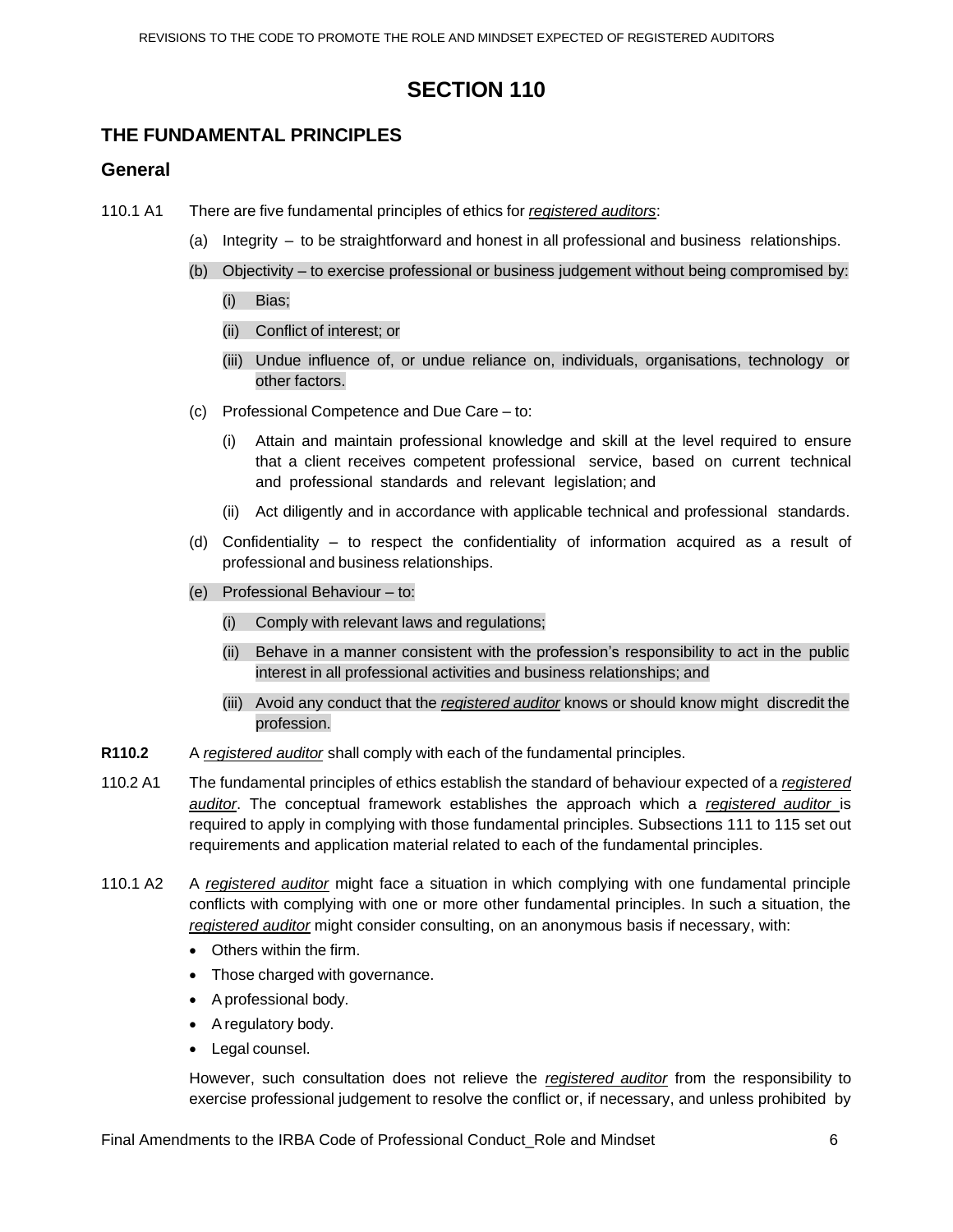# SECTION 110

## THE FUNDAMENTAL PRINCIPLES

### General

110.1 A1 There are five fundamental principles of ethics for *registered auditors*:

(a) Integrity – to be straightforward and honest in all professional and business relationships.

(b) Objectivity – to exercise professional or business judgement without being compromised by:

(i) Bias;

(ii) Conflict of interest; or

(iii) Undue influence of, or undue reliance on, individuals, organisations, technology or other factors.

(c) Professional Competence and Due Care – to:

(i) Attain and maintain professional knowledge and skill at the level required to ensure that a client receives competent professional service, based on current technical and professional standards and relevant legislation; and

(ii) Act diligently and in accordance with applicable technical and professional standards.

(d) Confidentiality – to respect the confidentiality of information acquired as a result of professional and business relationships.

(e) Professional Behaviour – to:

(i) Comply with relevant laws and regulations;

(ii) Behave in a manner consistent with the profession's responsibility to act in the public interest in all professional activities and business relationships; and

(iii) Avoid any conduct that the *registered auditor* knows or should know might discredit the profession.

**R110.2** A *registered auditor* shall comply with each of the fundamental principles.

110.2 A1 The fundamental principles of ethics establish the standard of behaviour expected of a *registered auditor*. The conceptual framework establishes the approach which a *registered auditor* is required to apply in complying with those fundamental principles. Subsections 111 to 115 set out requirements and application material related to each of the fundamental principles.

110.1 A2 A *registered auditor* might face a situation in which complying with one fundamental principle conflicts with complying with one or more other fundamental principles. In such a situation, the *registered auditor* might consider consulting, on an anonymous basis if necessary, with:

- Others within the firm.
- Those charged with governance.
- A professional body.
- A regulatory body.
- Legal counsel.

However, such consultation does not relieve the *registered auditor* from the responsibility to exercise professional judgement to resolve the conflict or, if necessary, and unless prohibited by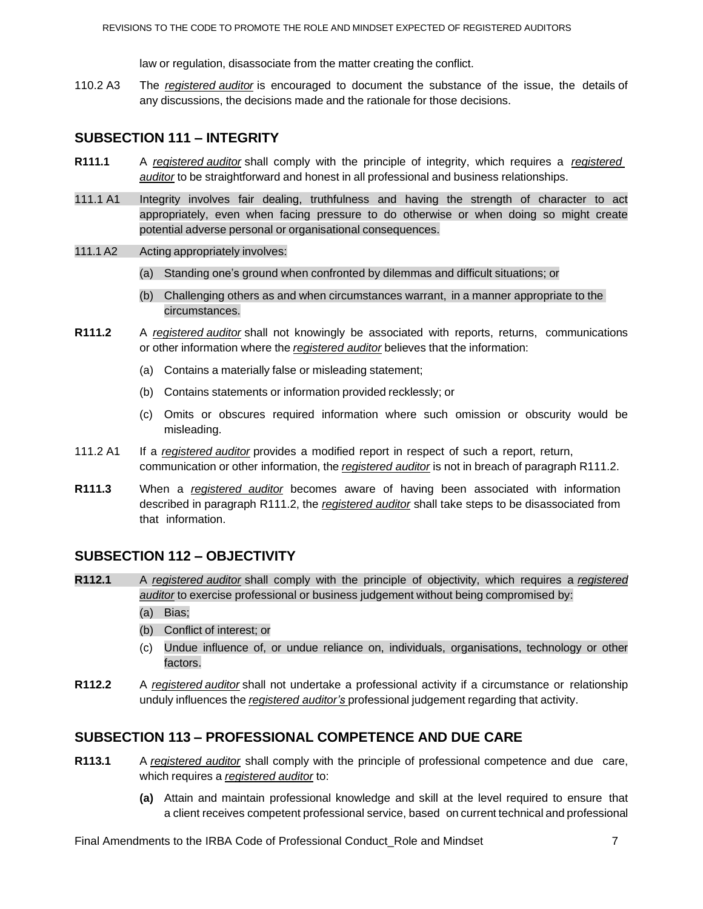law or regulation, disassociate from the matter creating the conflict.

110.2 A3 The *registered auditor* is encouraged to document the substance of the issue, the details of any discussions, the decisions made and the rationale for those decisions.

## SUBSECTION 111 – INTEGRITY

**R111.1** A *registered auditor* shall comply with the principle of integrity, which requires a *registered auditor* to be straightforward and honest in all professional and business relationships.

111.1 A1 Integrity involves fair dealing, truthfulness and having the strength of character to act appropriately, even when facing pressure to do otherwise or when doing so might create potential adverse personal or organisational consequences.

111.1 A2 Acting appropriately involves:

(a) Standing one's ground when confronted by dilemmas and difficult situations; or

(b) Challenging others as and when circumstances warrant, in a manner appropriate to the circumstances.

**R111.2** A *registered auditor* shall not knowingly be associated with reports, returns, communications or other information where the *registered auditor* believes that the information:

(a) Contains a materially false or misleading statement;

(b) Contains statements or information provided recklessly; or

(c) Omits or obscures required information where such omission or obscurity would be misleading.

111.2 A1 If a *registered auditor* provides a modified report in respect of such a report, return, communication or other information, the *registered auditor* is not in breach of paragraph R111.2.

**R111.3** When a *registered auditor* becomes aware of having been associated with information described in paragraph R111.2, the *registered auditor* shall take steps to be disassociated from that information.

## SUBSECTION 112 – OBJECTIVITY

**R112.1** A *registered auditor* shall comply with the principle of objectivity, which requires a *registered auditor* to exercise professional or business judgement without being compromised by:

(a) Bias;

(b) Conflict of interest; or

(c) Undue influence of, or undue reliance on, individuals, organisations, technology or other factors.

**R112.2** A *registered auditor* shall not undertake a professional activity if a circumstance or relationship unduly influences the *registered auditor's* professional judgement regarding that activity.

## SUBSECTION 113 – PROFESSIONAL COMPETENCE AND DUE CARE

**R113.1** A *registered auditor* shall comply with the principle of professional competence and due care, which requires a *registered auditor* to:

**(a)** Attain and maintain professional knowledge and skill at the level required to ensure that a client receives competent professional service, based on current technical and professional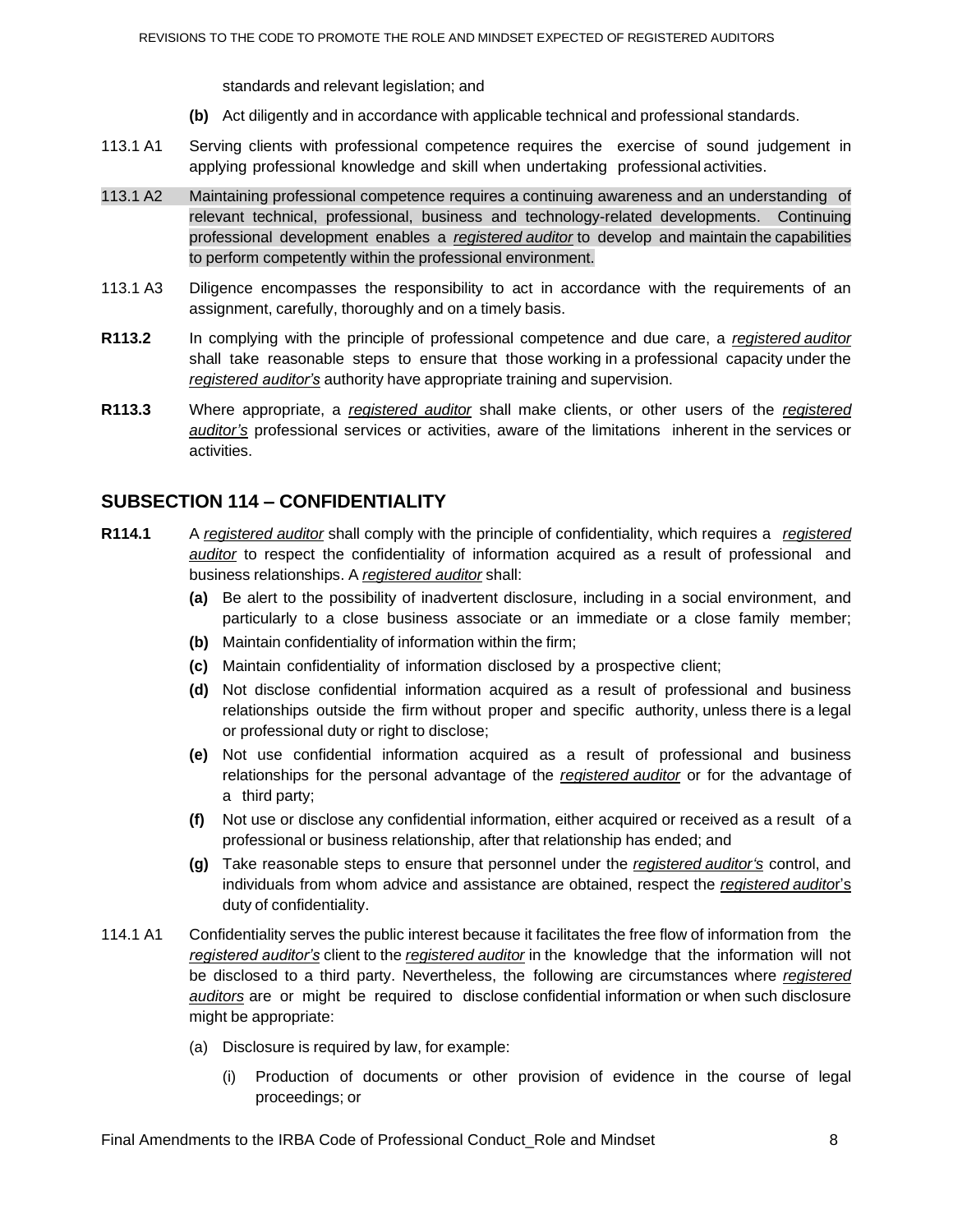standards and relevant legislation; and

**(b)** Act diligently and in accordance with applicable technical and professional standards.

113.1 A1 Serving clients with professional competence requires the exercise of sound judgement in applying professional knowledge and skill when undertaking professional activities.

113.1 A2 Maintaining professional competence requires a continuing awareness and an understanding of relevant technical, professional, business and technology-related developments. Continuing professional development enables a *registered auditor* to develop and maintain the capabilities to perform competently within the professional environment.

113.1 A3 Diligence encompasses the responsibility to act in accordance with the requirements of an assignment, carefully, thoroughly and on a timely basis.

**R113.2** In complying with the principle of professional competence and due care, a *registered auditor* shall take reasonable steps to ensure that those working in a professional capacity under the *registered auditor's* authority have appropriate training and supervision.

**R113.3** Where appropriate, a *registered auditor* shall make clients, or other users of the *registered auditor's* professional services or activities, aware of the limitations inherent in the services or activities.

## SUBSECTION 114 – CONFIDENTIALITY

**R114.1** A *registered auditor* shall comply with the principle of confidentiality, which requires a *registered auditor* to respect the confidentiality of information acquired as a result of professional and business relationships. A *registered auditor* shall:

- **(a)** Be alert to the possibility of inadvertent disclosure, including in a social environment, and particularly to a close business associate or an immediate or a close family member;
- **(b)** Maintain confidentiality of information within the firm;
- **(c)** Maintain confidentiality of information disclosed by a prospective client;
- **(d)** Not disclose confidential information acquired as a result of professional and business relationships outside the firm without proper and specific authority, unless there is a legal or professional duty or right to disclose;
- **(e)** Not use confidential information acquired as a result of professional and business relationships for the personal advantage of the *registered auditor* or for the advantage of a third party;
- **(f)** Not use or disclose any confidential information, either acquired or received as a result of a professional or business relationship, after that relationship has ended; and
- **(g)** Take reasonable steps to ensure that personnel under the *registered auditor's* control, and individuals from whom advice and assistance are obtained, respect the *registered auditor's* duty of confidentiality.

114.1 A1 Confidentiality serves the public interest because it facilitates the free flow of information from the *registered auditor's* client to the *registered auditor* in the knowledge that the information will not be disclosed to a third party. Nevertheless, the following are circumstances where *registered auditors* are or might be required to disclose confidential information or when such disclosure might be appropriate:

(a) Disclosure is required by law, for example:

(i) Production of documents or other provision of evidence in the course of legal proceedings; or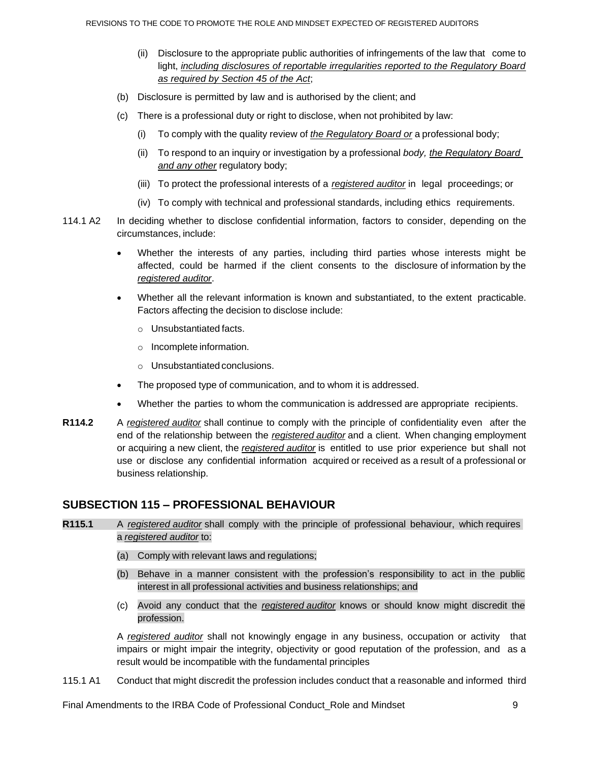(ii) Disclosure to the appropriate public authorities of infringements of the law that come to light, *including disclosures of reportable irregularities reported to the Regulatory Board as required by Section 45 of the Act*;

(b) Disclosure is permitted by law and is authorised by the client; and

(c) There is a professional duty or right to disclose, when not prohibited by law:

(i) To comply with the quality review of *the Regulatory Board or* a professional body;

(ii) To respond to an inquiry or investigation by a professional *body, the Regulatory Board and any other* regulatory body;

(iii) To protect the professional interests of a *registered auditor* in legal proceedings; or

(iv) To comply with technical and professional standards, including ethics requirements.

114.1 A2 In deciding whether to disclose confidential information, factors to consider, depending on the circumstances, include:

- Whether the interests of any parties, including third parties whose interests might be affected, could be harmed if the client consents to the disclosure of information by the *registered auditor*.
- Whether all the relevant information is known and substantiated, to the extent practicable. Factors affecting the decision to disclose include:
  - Unsubstantiated facts.
  - Incomplete information.
  - Unsubstantiated conclusions.
- The proposed type of communication, and to whom it is addressed.
- Whether the parties to whom the communication is addressed are appropriate recipients.

**R114.2** A *registered auditor* shall continue to comply with the principle of confidentiality even after the end of the relationship between the *registered auditor* and a client. When changing employment or acquiring a new client, the *registered auditor* is entitled to use prior experience but shall not use or disclose any confidential information acquired or received as a result of a professional or business relationship.

## SUBSECTION 115 – PROFESSIONAL BEHAVIOUR

**R115.1** A *registered auditor* shall comply with the principle of professional behaviour, which requires a *registered auditor* to:

(a) Comply with relevant laws and regulations;

(b) Behave in a manner consistent with the profession's responsibility to act in the public interest in all professional activities and business relationships; and

(c) Avoid any conduct that the *registered auditor* knows or should know might discredit the profession.

A *registered auditor* shall not knowingly engage in any business, occupation or activity that impairs or might impair the integrity, objectivity or good reputation of the profession, and as a result would be incompatible with the fundamental principles

115.1 A1 Conduct that might discredit the profession includes conduct that a reasonable and informed third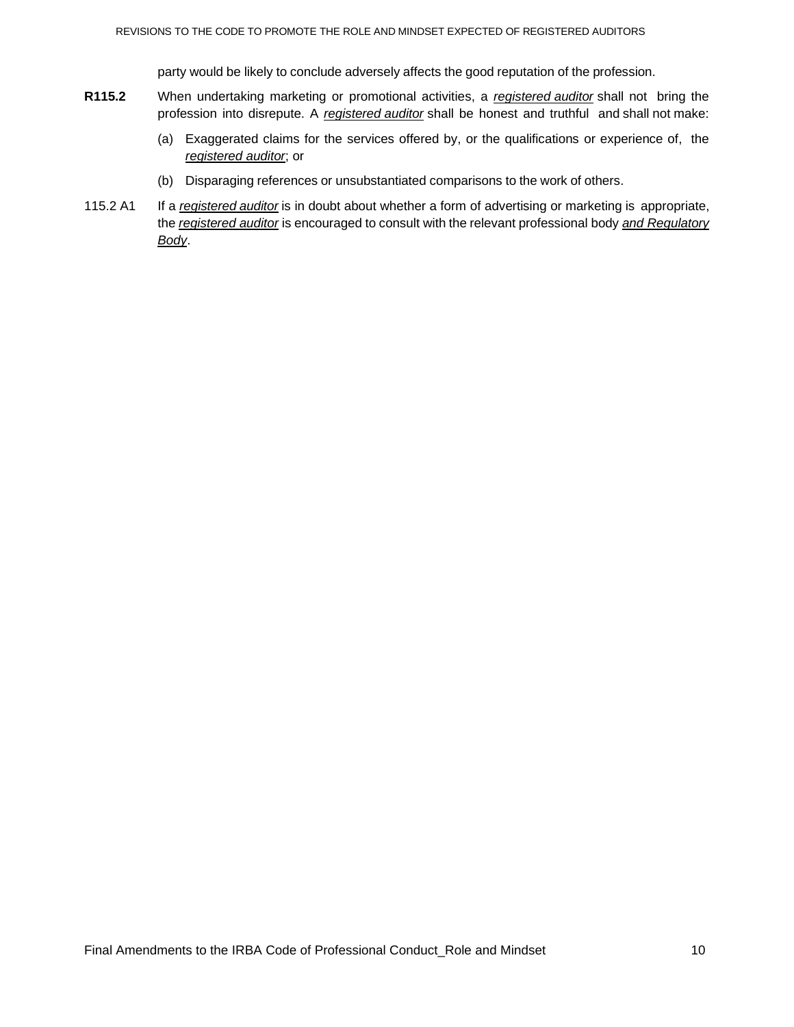party would be likely to conclude adversely affects the good reputation of the profession.

**R115.2** When undertaking marketing or promotional activities, a <u>*registered auditor*</u> shall not bring the profession into disrepute. A <u>*registered auditor*</u> shall be honest and truthful and shall not make:

(a) Exaggerated claims for the services offered by, or the qualifications or experience of, the <u>*registered auditor*</u>; or

(b) Disparaging references or unsubstantiated comparisons to the work of others.

115.2 A1 If a <u>*registered auditor*</u> is in doubt about whether a form of advertising or marketing is appropriate, the <u>*registered auditor*</u> is encouraged to consult with the relevant professional body <u>*and Regulatory Body*</u>.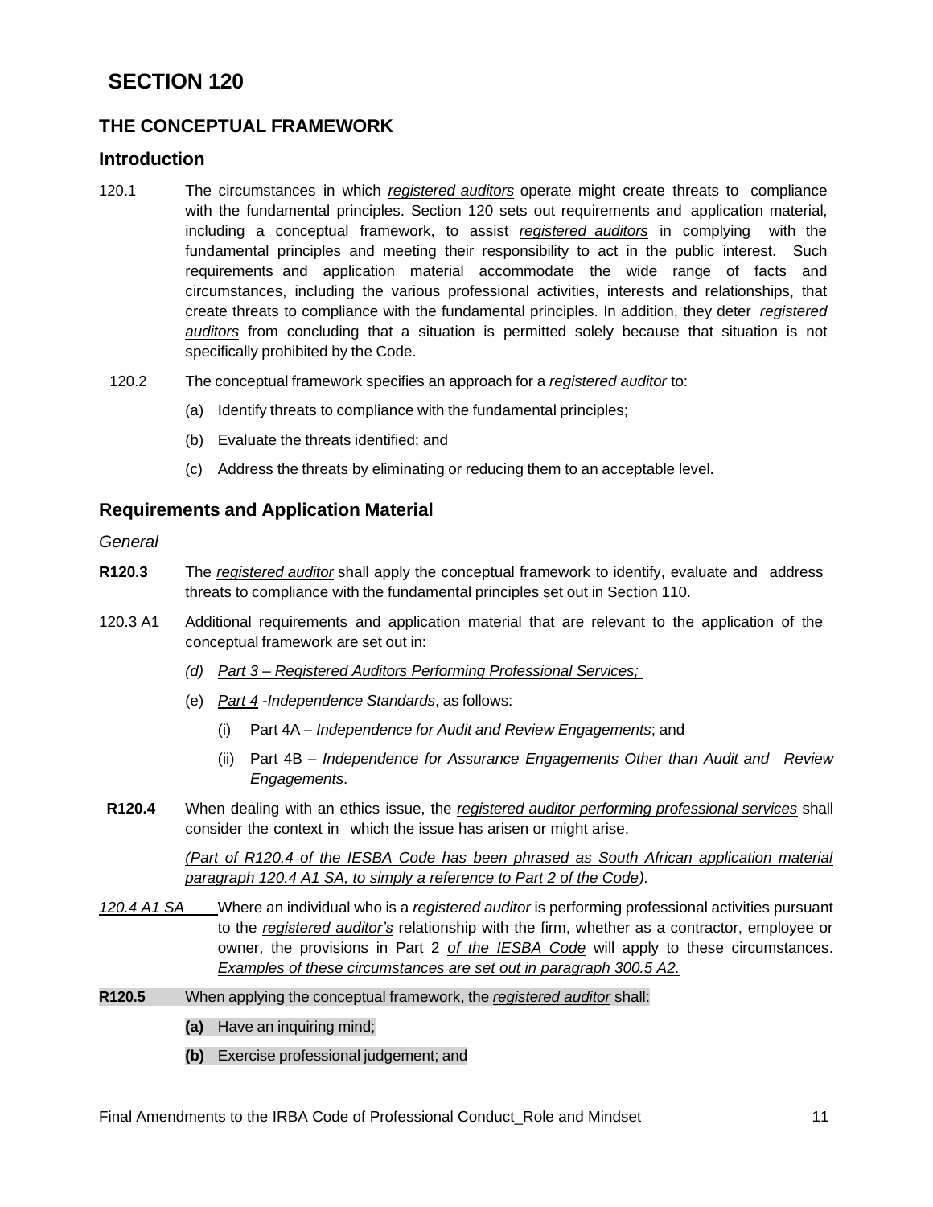# SECTION 120

## THE CONCEPTUAL FRAMEWORK

### Introduction

120.1 The circumstances in which *registered auditors* operate might create threats to compliance with the fundamental principles. Section 120 sets out requirements and application material, including a conceptual framework, to assist *registered auditors* in complying with the fundamental principles and meeting their responsibility to act in the public interest. Such requirements and application material accommodate the wide range of facts and circumstances, including the various professional activities, interests and relationships, that create threats to compliance with the fundamental principles. In addition, they deter *registered auditors* from concluding that a situation is permitted solely because that situation is not specifically prohibited by the Code.

120.2 The conceptual framework specifies an approach for a *registered auditor* to:

(a) Identify threats to compliance with the fundamental principles;

(b) Evaluate the threats identified; and

(c) Address the threats by eliminating or reducing them to an acceptable level.

### Requirements and Application Material

*General*

**R120.3** The *registered auditor* shall apply the conceptual framework to identify, evaluate and address threats to compliance with the fundamental principles set out in Section 110.

120.3 A1 Additional requirements and application material that are relevant to the application of the conceptual framework are set out in:

*(d) Part 3 – Registered Auditors Performing Professional Services;*

(e) *Part 4 -Independence Standards*, as follows:

(i) Part 4A – *Independence for Audit and Review Engagements*; and

(ii) Part 4B – *Independence for Assurance Engagements Other than Audit and Review Engagements*.

**R120.4** When dealing with an ethics issue, the *registered auditor performing professional services* shall consider the context in which the issue has arisen or might arise.

*(Part of R120.4 of the IESBA Code has been phrased as South African application material paragraph 120.4 A1 SA, to simply a reference to Part 2 of the Code).*

*120.4 A1 SA* Where an individual who is a *registered auditor* is performing professional activities pursuant to the *registered auditor's* relationship with the firm, whether as a contractor, employee or owner, the provisions in Part 2 *of the IESBA Code* will apply to these circumstances. *Examples of these circumstances are set out in paragraph 300.5 A2.*

**R120.5** When applying the conceptual framework, the *registered auditor* shall:

**(a)** Have an inquiring mind;

**(b)** Exercise professional judgement; and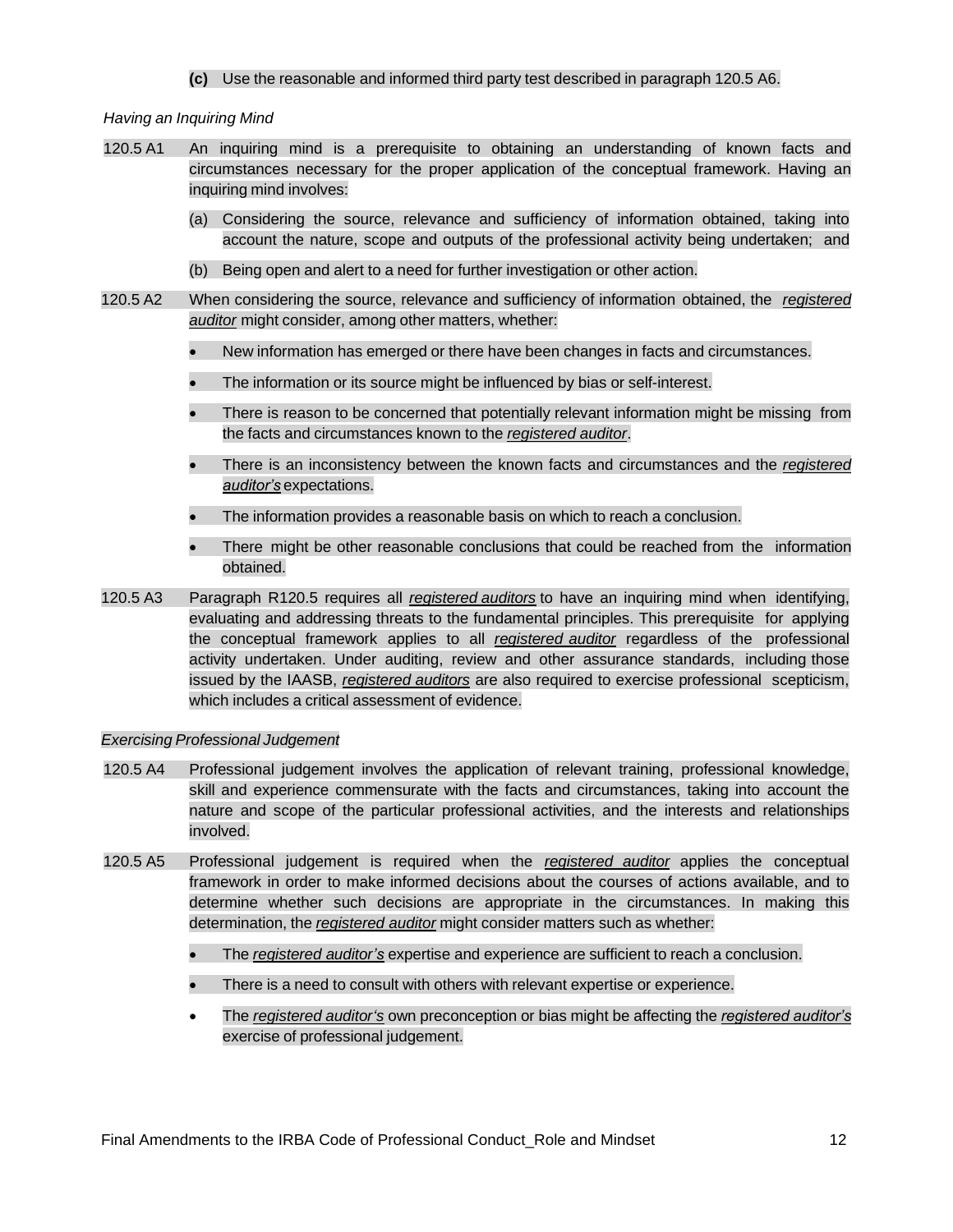**(c)** Use the reasonable and informed third party test described in paragraph 120.5 A6.

*Having an Inquiring Mind*

120.5 A1 An inquiring mind is a prerequisite to obtaining an understanding of known facts and circumstances necessary for the proper application of the conceptual framework. Having an inquiring mind involves:

(a) Considering the source, relevance and sufficiency of information obtained, taking into account the nature, scope and outputs of the professional activity being undertaken; and

(b) Being open and alert to a need for further investigation or other action.

120.5 A2 When considering the source, relevance and sufficiency of information obtained, the *registered auditor* might consider, among other matters, whether:

- New information has emerged or there have been changes in facts and circumstances.
- The information or its source might be influenced by bias or self-interest.
- There is reason to be concerned that potentially relevant information might be missing from the facts and circumstances known to the *registered auditor*.
- There is an inconsistency between the known facts and circumstances and the *registered auditor's* expectations.
- The information provides a reasonable basis on which to reach a conclusion.
- There might be other reasonable conclusions that could be reached from the information obtained.

120.5 A3 Paragraph R120.5 requires all *registered auditors* to have an inquiring mind when identifying, evaluating and addressing threats to the fundamental principles. This prerequisite for applying the conceptual framework applies to all *registered auditor* regardless of the professional activity undertaken. Under auditing, review and other assurance standards, including those issued by the IAASB, *registered auditors* are also required to exercise professional scepticism, which includes a critical assessment of evidence.

*Exercising Professional Judgement*

120.5 A4 Professional judgement involves the application of relevant training, professional knowledge, skill and experience commensurate with the facts and circumstances, taking into account the nature and scope of the particular professional activities, and the interests and relationships involved.

120.5 A5 Professional judgement is required when the *registered auditor* applies the conceptual framework in order to make informed decisions about the courses of actions available, and to determine whether such decisions are appropriate in the circumstances. In making this determination, the *registered auditor* might consider matters such as whether:

- The *registered auditor's* expertise and experience are sufficient to reach a conclusion.
- There is a need to consult with others with relevant expertise or experience.
- The *registered auditor's* own preconception or bias might be affecting the *registered auditor's* exercise of professional judgement.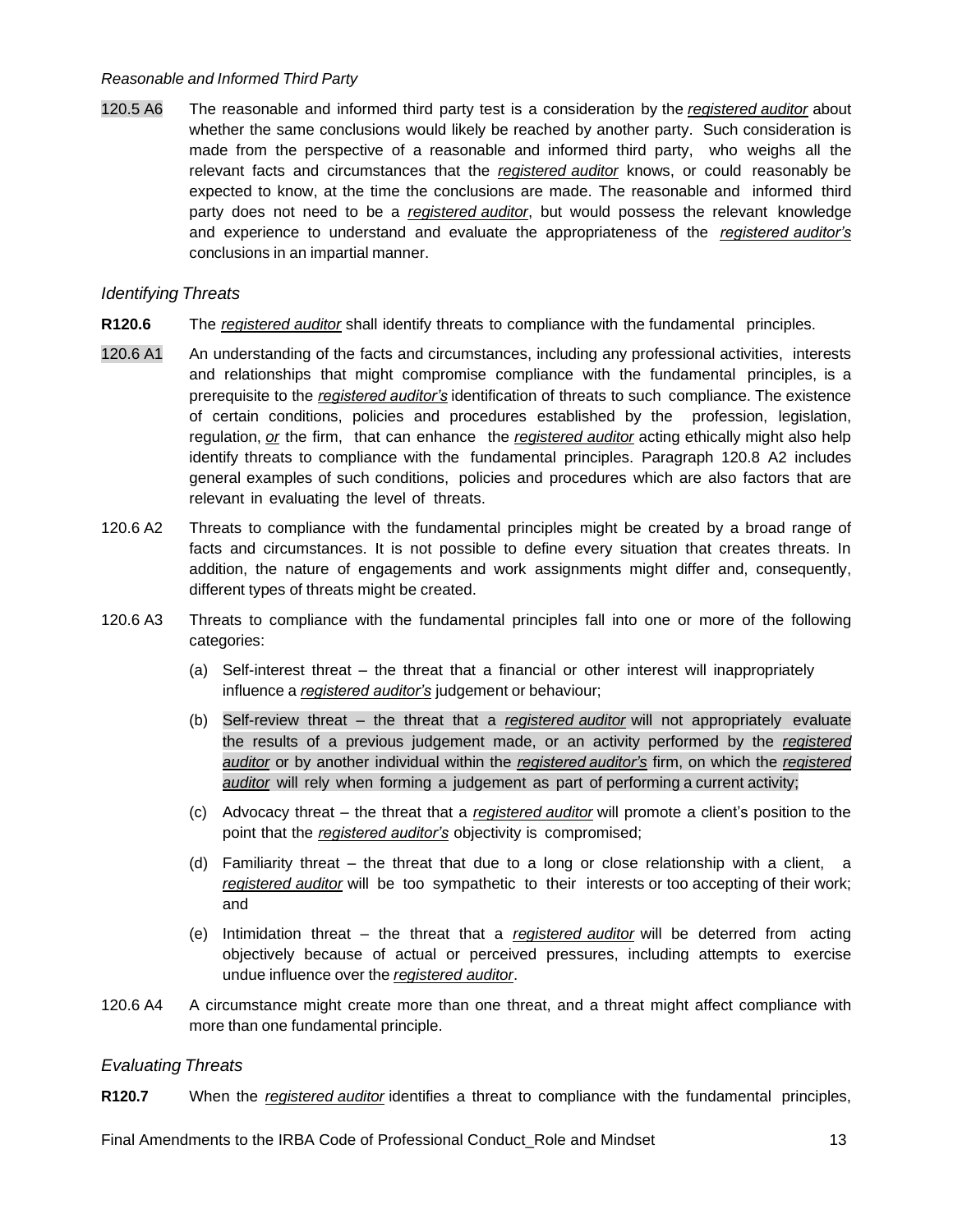*Reasonable and Informed Third Party*

120.5 A6 The reasonable and informed third party test is a consideration by the ***registered auditor*** about whether the same conclusions would likely be reached by another party. Such consideration is made from the perspective of a reasonable and informed third party, who weighs all the relevant facts and circumstances that the ***registered auditor*** knows, or could reasonably be expected to know, at the time the conclusions are made. The reasonable and informed third party does not need to be a ***registered auditor***, but would possess the relevant knowledge and experience to understand and evaluate the appropriateness of the ***registered auditor's*** conclusions in an impartial manner.

### *Identifying Threats*

**R120.6** The ***registered auditor*** shall identify threats to compliance with the fundamental principles.

120.6 A1 An understanding of the facts and circumstances, including any professional activities, interests and relationships that might compromise compliance with the fundamental principles, is a prerequisite to the ***registered auditor's*** identification of threats to such compliance. The existence of certain conditions, policies and procedures established by the profession, legislation, regulation, ***or*** the firm, that can enhance the ***registered auditor*** acting ethically might also help identify threats to compliance with the fundamental principles. Paragraph 120.8 A2 includes general examples of such conditions, policies and procedures which are also factors that are relevant in evaluating the level of threats.

120.6 A2 Threats to compliance with the fundamental principles might be created by a broad range of facts and circumstances. It is not possible to define every situation that creates threats. In addition, the nature of engagements and work assignments might differ and, consequently, different types of threats might be created.

120.6 A3 Threats to compliance with the fundamental principles fall into one or more of the following categories:

(a) Self-interest threat – the threat that a financial or other interest will inappropriately influence a ***registered auditor's*** judgement or behaviour;

(b) Self-review threat – the threat that a ***registered auditor*** will not appropriately evaluate the results of a previous judgement made, or an activity performed by the ***registered auditor*** or by another individual within the ***registered auditor's*** firm, on which the ***registered auditor*** will rely when forming a judgement as part of performing a current activity;

(c) Advocacy threat – the threat that a ***registered auditor*** will promote a client's position to the point that the ***registered auditor's*** objectivity is compromised;

(d) Familiarity threat – the threat that due to a long or close relationship with a client, a ***registered auditor*** will be too sympathetic to their interests or too accepting of their work; and

(e) Intimidation threat – the threat that a ***registered auditor*** will be deterred from acting objectively because of actual or perceived pressures, including attempts to exercise undue influence over the ***registered auditor***.

120.6 A4 A circumstance might create more than one threat, and a threat might affect compliance with more than one fundamental principle.

### *Evaluating Threats*

**R120.7** When the ***registered auditor*** identifies a threat to compliance with the fundamental principles,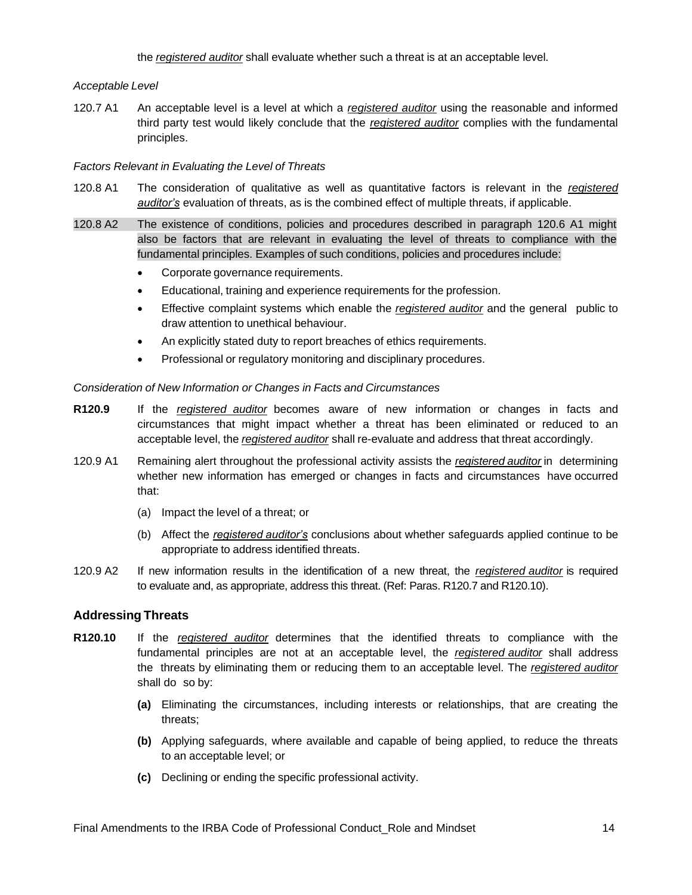the *registered auditor* shall evaluate whether such a threat is at an acceptable level.

*Acceptable Level*

120.7 A1 An acceptable level is a level at which a *registered auditor* using the reasonable and informed third party test would likely conclude that the *registered auditor* complies with the fundamental principles.

*Factors Relevant in Evaluating the Level of Threats*

120.8 A1 The consideration of qualitative as well as quantitative factors is relevant in the *registered auditor's* evaluation of threats, as is the combined effect of multiple threats, if applicable.

120.8 A2 The existence of conditions, policies and procedures described in paragraph 120.6 A1 might also be factors that are relevant in evaluating the level of threats to compliance with the fundamental principles. Examples of such conditions, policies and procedures include:

- Corporate governance requirements.
- Educational, training and experience requirements for the profession.
- Effective complaint systems which enable the *registered auditor* and the general public to draw attention to unethical behaviour.
- An explicitly stated duty to report breaches of ethics requirements.
- Professional or regulatory monitoring and disciplinary procedures.

*Consideration of New Information or Changes in Facts and Circumstances*

**R120.9** If the *registered auditor* becomes aware of new information or changes in facts and circumstances that might impact whether a threat has been eliminated or reduced to an acceptable level, the *registered auditor* shall re-evaluate and address that threat accordingly.

120.9 A1 Remaining alert throughout the professional activity assists the *registered auditor* in determining whether new information has emerged or changes in facts and circumstances have occurred that:

(a) Impact the level of a threat; or

(b) Affect the *registered auditor's* conclusions about whether safeguards applied continue to be appropriate to address identified threats.

120.9 A2 If new information results in the identification of a new threat, the *registered auditor* is required to evaluate and, as appropriate, address this threat. (Ref: Paras. R120.7 and R120.10).

## Addressing Threats

**R120.10** If the *registered auditor* determines that the identified threats to compliance with the fundamental principles are not at an acceptable level, the *registered auditor* shall address the threats by eliminating them or reducing them to an acceptable level. The *registered auditor* shall do so by:

**(a)** Eliminating the circumstances, including interests or relationships, that are creating the threats;

**(b)** Applying safeguards, where available and capable of being applied, to reduce the threats to an acceptable level; or

**(c)** Declining or ending the specific professional activity.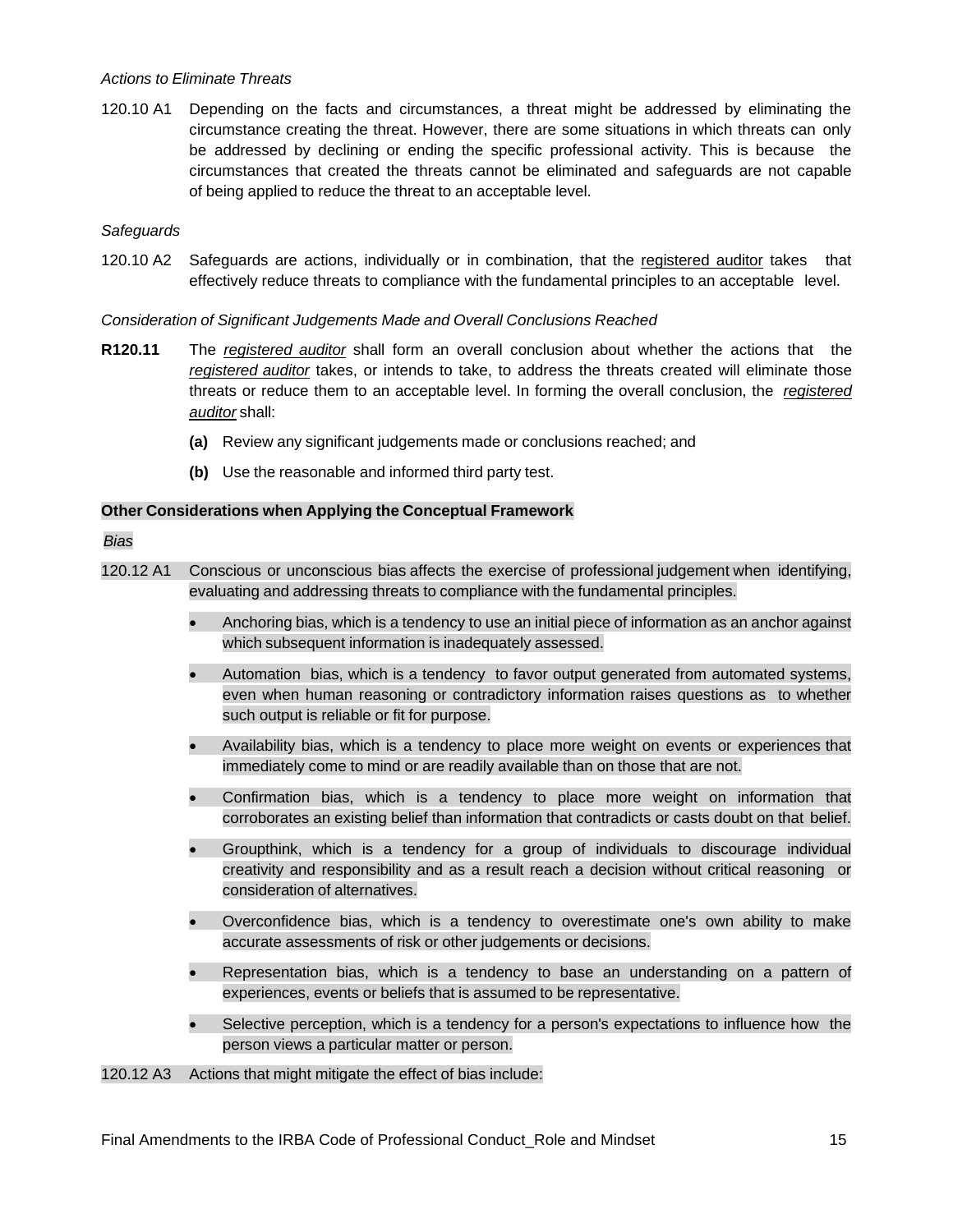*Actions to Eliminate Threats*

120.10 A1 Depending on the facts and circumstances, a threat might be addressed by eliminating the circumstance creating the threat. However, there are some situations in which threats can only be addressed by declining or ending the specific professional activity. This is because the circumstances that created the threats cannot be eliminated and safeguards are not capable of being applied to reduce the threat to an acceptable level.

*Safeguards*

120.10 A2 Safeguards are actions, individually or in combination, that the registered auditor takes that effectively reduce threats to compliance with the fundamental principles to an acceptable level.

*Consideration of Significant Judgements Made and Overall Conclusions Reached*

**R120.11** The ***registered auditor*** shall form an overall conclusion about whether the actions that the ***registered auditor*** takes, or intends to take, to address the threats created will eliminate those threats or reduce them to an acceptable level. In forming the overall conclusion, the ***registered auditor*** shall:

**(a)** Review any significant judgements made or conclusions reached; and

**(b)** Use the reasonable and informed third party test.

**Other Considerations when Applying the Conceptual Framework**

*Bias*

120.12 A1 Conscious or unconscious bias affects the exercise of professional judgement when identifying, evaluating and addressing threats to compliance with the fundamental principles.

- Anchoring bias, which is a tendency to use an initial piece of information as an anchor against which subsequent information is inadequately assessed.
- Automation bias, which is a tendency to favor output generated from automated systems, even when human reasoning or contradictory information raises questions as to whether such output is reliable or fit for purpose.
- Availability bias, which is a tendency to place more weight on events or experiences that immediately come to mind or are readily available than on those that are not.
- Confirmation bias, which is a tendency to place more weight on information that corroborates an existing belief than information that contradicts or casts doubt on that belief.
- Groupthink, which is a tendency for a group of individuals to discourage individual creativity and responsibility and as a result reach a decision without critical reasoning or consideration of alternatives.
- Overconfidence bias, which is a tendency to overestimate one's own ability to make accurate assessments of risk or other judgements or decisions.
- Representation bias, which is a tendency to base an understanding on a pattern of experiences, events or beliefs that is assumed to be representative.
- Selective perception, which is a tendency for a person's expectations to influence how the person views a particular matter or person.

120.12 A3 Actions that might mitigate the effect of bias include: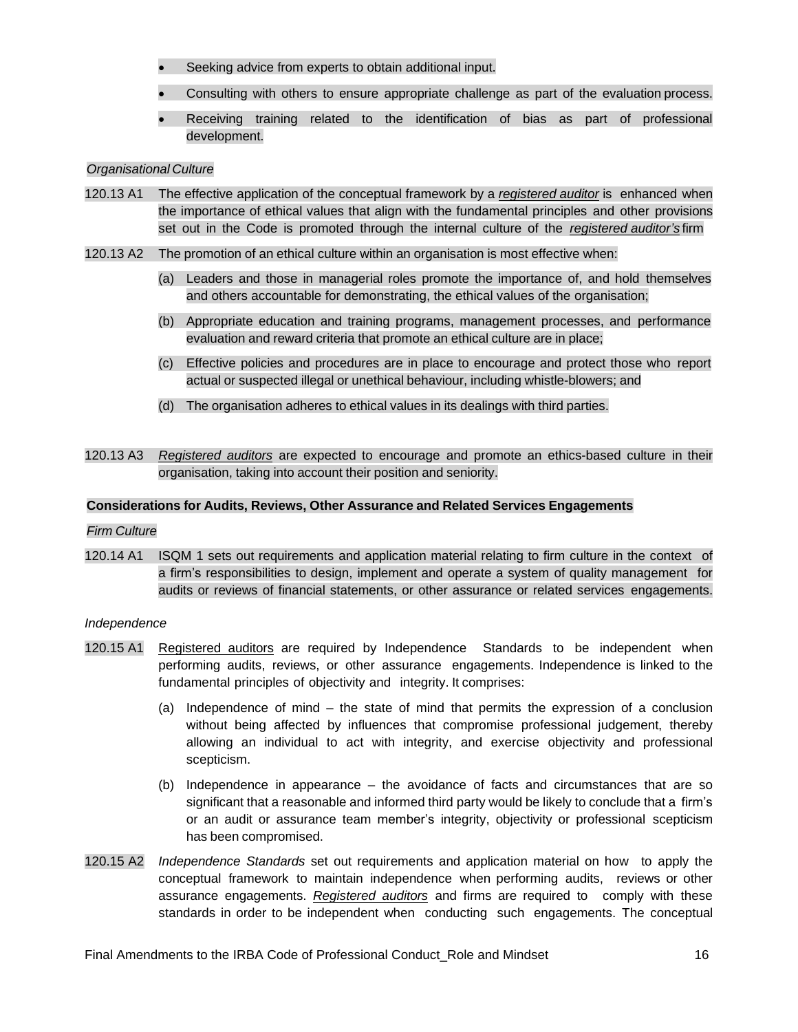- Seeking advice from experts to obtain additional input.
- Consulting with others to ensure appropriate challenge as part of the evaluation process.
- Receiving training related to the identification of bias as part of professional development.

*Organisational Culture*

120.13 A1 The effective application of the conceptual framework by a *registered auditor* is enhanced when the importance of ethical values that align with the fundamental principles and other provisions set out in the Code is promoted through the internal culture of the *registered auditor's* firm

120.13 A2 The promotion of an ethical culture within an organisation is most effective when:

(a) Leaders and those in managerial roles promote the importance of, and hold themselves and others accountable for demonstrating, the ethical values of the organisation;

(b) Appropriate education and training programs, management processes, and performance evaluation and reward criteria that promote an ethical culture are in place;

(c) Effective policies and procedures are in place to encourage and protect those who report actual or suspected illegal or unethical behaviour, including whistle-blowers; and

(d) The organisation adheres to ethical values in its dealings with third parties.

120.13 A3 *Registered auditors* are expected to encourage and promote an ethics-based culture in their organisation, taking into account their position and seniority.

**Considerations for Audits, Reviews, Other Assurance and Related Services Engagements**

*Firm Culture*

120.14 A1 ISQM 1 sets out requirements and application material relating to firm culture in the context of a firm's responsibilities to design, implement and operate a system of quality management for audits or reviews of financial statements, or other assurance or related services engagements.

*Independence*

120.15 A1 Registered auditors are required by Independence Standards to be independent when performing audits, reviews, or other assurance engagements. Independence is linked to the fundamental principles of objectivity and integrity. It comprises:

(a) Independence of mind – the state of mind that permits the expression of a conclusion without being affected by influences that compromise professional judgement, thereby allowing an individual to act with integrity, and exercise objectivity and professional scepticism.

(b) Independence in appearance – the avoidance of facts and circumstances that are so significant that a reasonable and informed third party would be likely to conclude that a firm's or an audit or assurance team member's integrity, objectivity or professional scepticism has been compromised.

120.15 A2 *Independence Standards* set out requirements and application material on how to apply the conceptual framework to maintain independence when performing audits, reviews or other assurance engagements. *Registered auditors* and firms are required to comply with these standards in order to be independent when conducting such engagements. The conceptual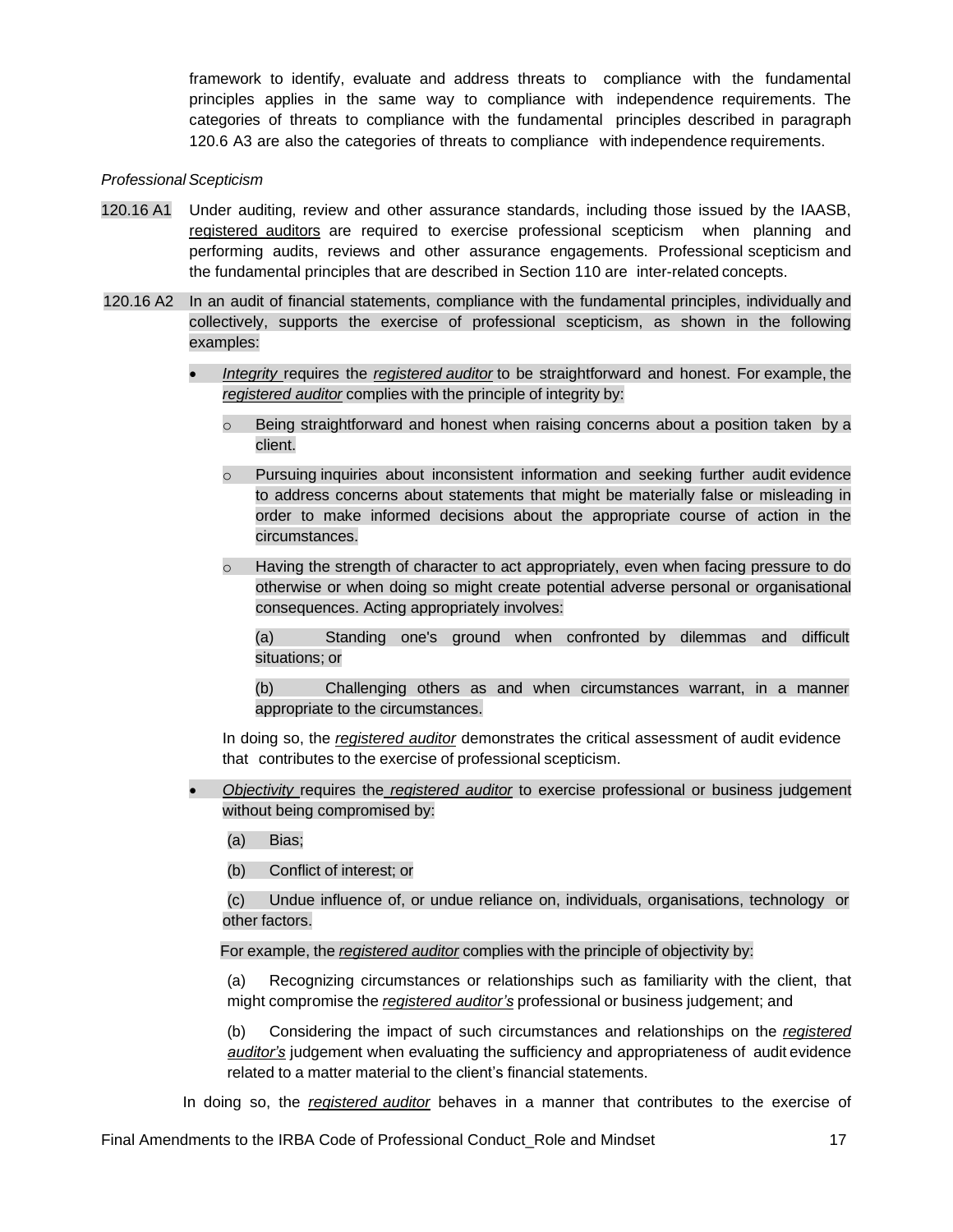framework to identify, evaluate and address threats to compliance with the fundamental principles applies in the same way to compliance with independence requirements. The categories of threats to compliance with the fundamental principles described in paragraph 120.6 A3 are also the categories of threats to compliance with independence requirements.

*Professional Scepticism*

120.16 A1 Under auditing, review and other assurance standards, including those issued by the IAASB, registered auditors are required to exercise professional scepticism when planning and performing audits, reviews and other assurance engagements. Professional scepticism and the fundamental principles that are described in Section 110 are inter-related concepts.

120.16 A2 In an audit of financial statements, compliance with the fundamental principles, individually and collectively, supports the exercise of professional scepticism, as shown in the following examples:

- *Integrity* requires the *registered auditor* to be straightforward and honest. For example, the *registered auditor* complies with the principle of integrity by:
  - Being straightforward and honest when raising concerns about a position taken by a client.
  - Pursuing inquiries about inconsistent information and seeking further audit evidence to address concerns about statements that might be materially false or misleading in order to make informed decisions about the appropriate course of action in the circumstances.
  - Having the strength of character to act appropriately, even when facing pressure to do otherwise or when doing so might create potential adverse personal or organisational consequences. Acting appropriately involves:

    (a) Standing one's ground when confronted by dilemmas and difficult situations; or

    (b) Challenging others as and when circumstances warrant, in a manner appropriate to the circumstances.

  In doing so, the *registered auditor* demonstrates the critical assessment of audit evidence that contributes to the exercise of professional scepticism.

- *Objectivity* requires the *registered auditor* to exercise professional or business judgement without being compromised by:

  (a) Bias;

  (b) Conflict of interest; or

  (c) Undue influence of, or undue reliance on, individuals, organisations, technology or other factors.

  For example, the *registered auditor* complies with the principle of objectivity by:

  (a) Recognizing circumstances or relationships such as familiarity with the client, that might compromise the *registered auditor's* professional or business judgement; and

  (b) Considering the impact of such circumstances and relationships on the *registered auditor's* judgement when evaluating the sufficiency and appropriateness of audit evidence related to a matter material to the client's financial statements.

  In doing so, the *registered auditor* behaves in a manner that contributes to the exercise of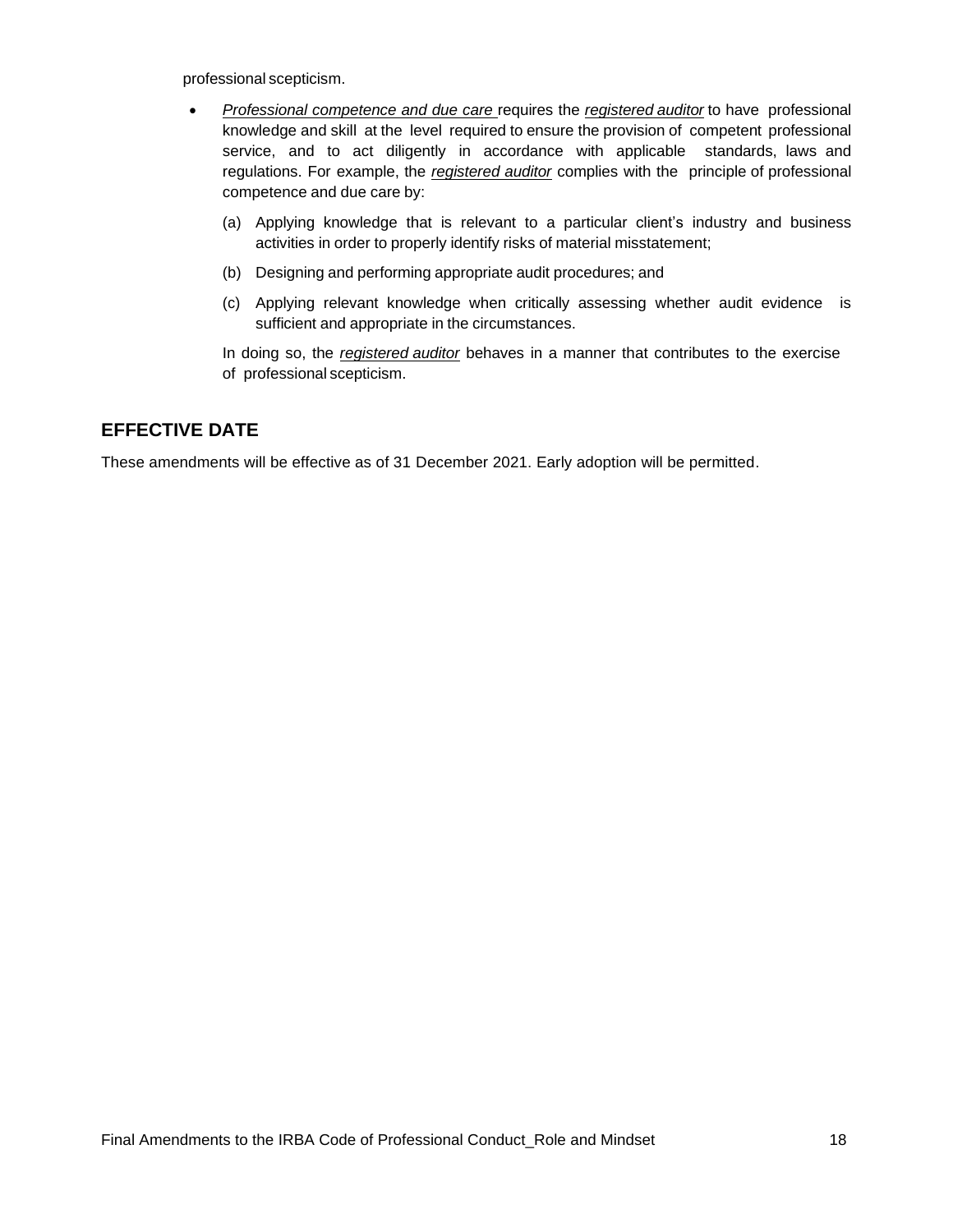professional scepticism.

- *Professional competence and due care* requires the ***registered auditor*** to have professional knowledge and skill at the level required to ensure the provision of competent professional service, and to act diligently in accordance with applicable standards, laws and regulations. For example, the ***registered auditor*** complies with the principle of professional competence and due care by:

  (a) Applying knowledge that is relevant to a particular client's industry and business activities in order to properly identify risks of material misstatement;

  (b) Designing and performing appropriate audit procedures; and

  (c) Applying relevant knowledge when critically assessing whether audit evidence is sufficient and appropriate in the circumstances.

  In doing so, the ***registered auditor*** behaves in a manner that contributes to the exercise of professional scepticism.

## EFFECTIVE DATE

These amendments will be effective as of 31 December 2021. Early adoption will be permitted.